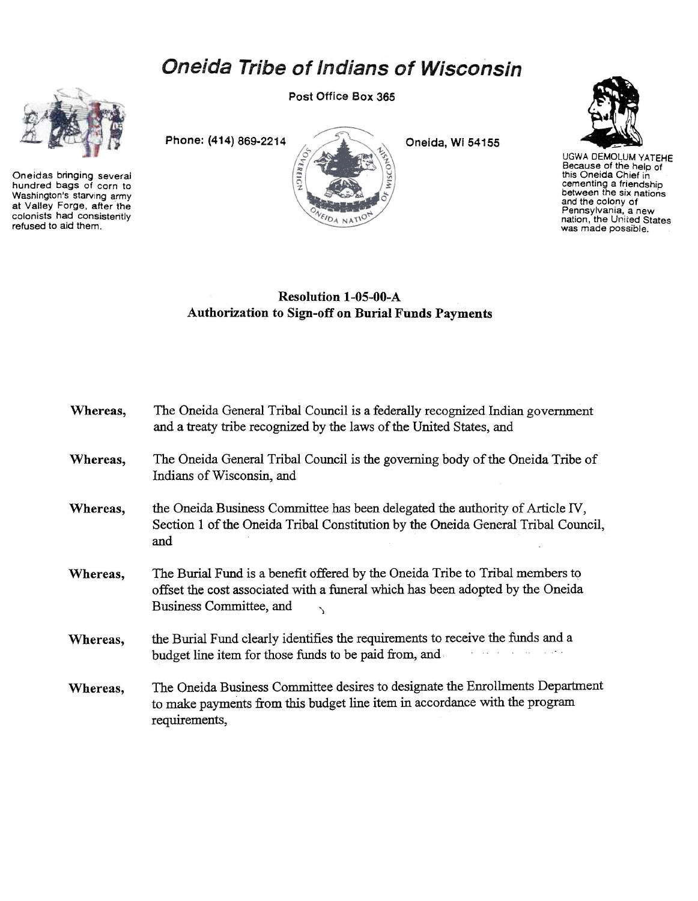# Oneida Tribe of Indians of Wisconsin

Post Office Box 365

Phone: (414) 869-2214

Oneida, Wi 54155

Oneidas bringing several hundred bags of corn to Washington's starving army at Valley Forge, after the colonists had consistently refused to aid them.

UGWA DEMOLUM YATEHE Because of the help of this Oneida Chief in cementing a friendship between the six nations and the colony of Pennsylvania, a new nation, the United States was made possible.

## Resolution 1-05-00-A
## Authorization to Sign-off on Burial Funds Payments

**Whereas,** The Oneida General Tribal Council is a federally recognized Indian government and a treaty tribe recognized by the laws of the United States, and

**Whereas,** The Oneida General Tribal Council is the governing body of the Oneida Tribe of Indians of Wisconsin, and

**Whereas,** the Oneida Business Committee has been delegated the authority of Article IV, Section 1 of the Oneida Tribal Constitution by the Oneida General Tribal Council, and

**Whereas,** The Burial Fund is a benefit offered by the Oneida Tribe to Tribal members to offset the cost associated with a funeral which has been adopted by the Oneida Business Committee, and

**Whereas,** the Burial Fund clearly identifies the requirements to receive the funds and a budget line item for those funds to be paid from, and

**Whereas,** The Oneida Business Committee desires to designate the Enrollments Department to make payments from this budget line item in accordance with the program requirements,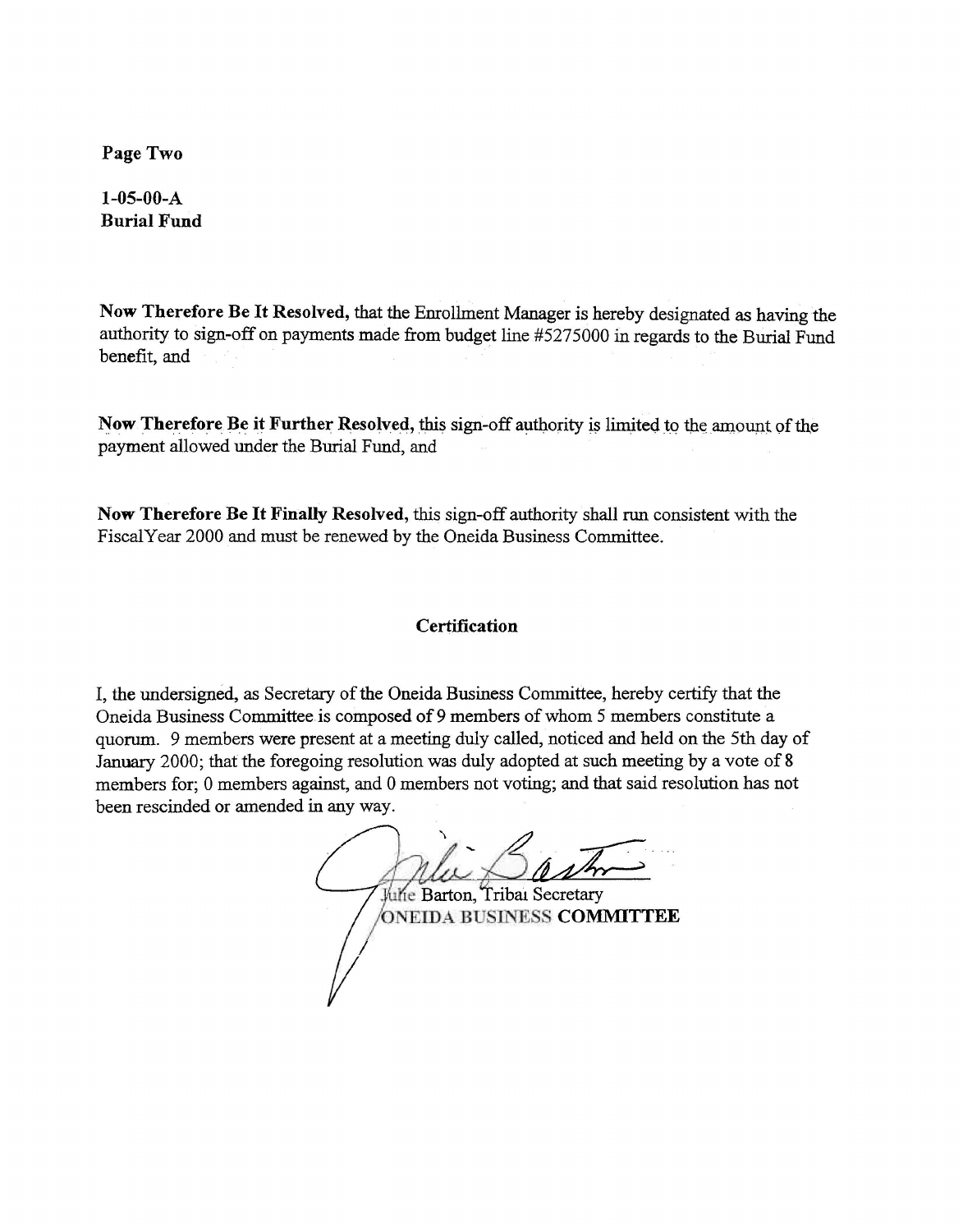**Page Two**

**1-05-00-A**
**Burial Fund**

**Now Therefore Be It Resolved,** that the Enrollment Manager is hereby designated as having the authority to sign-off on payments made from budget line #5275000 in regards to the Burial Fund benefit, and

**Now Therefore Be it Further Resolved,** this sign-off authority is limited to the amount of the payment allowed under the Burial Fund, and

**Now Therefore Be It Finally Resolved,** this sign-off authority shall run consistent with the FiscalYear 2000 and must be renewed by the Oneida Business Committee.

## Certification

I, the undersigned, as Secretary of the Oneida Business Committee, hereby certify that the Oneida Business Committee is composed of 9 members of whom 5 members constitute a quorum. 9 members were present at a meeting duly called, noticed and held on the 5th day of January 2000; that the foregoing resolution was duly adopted at such meeting by a vote of 8 members for; 0 members against, and 0 members not voting; and that said resolution has not been rescinded or amended in any way.

Julie Barton, Tribal Secretary
**ONEIDA BUSINESS COMMITTEE**